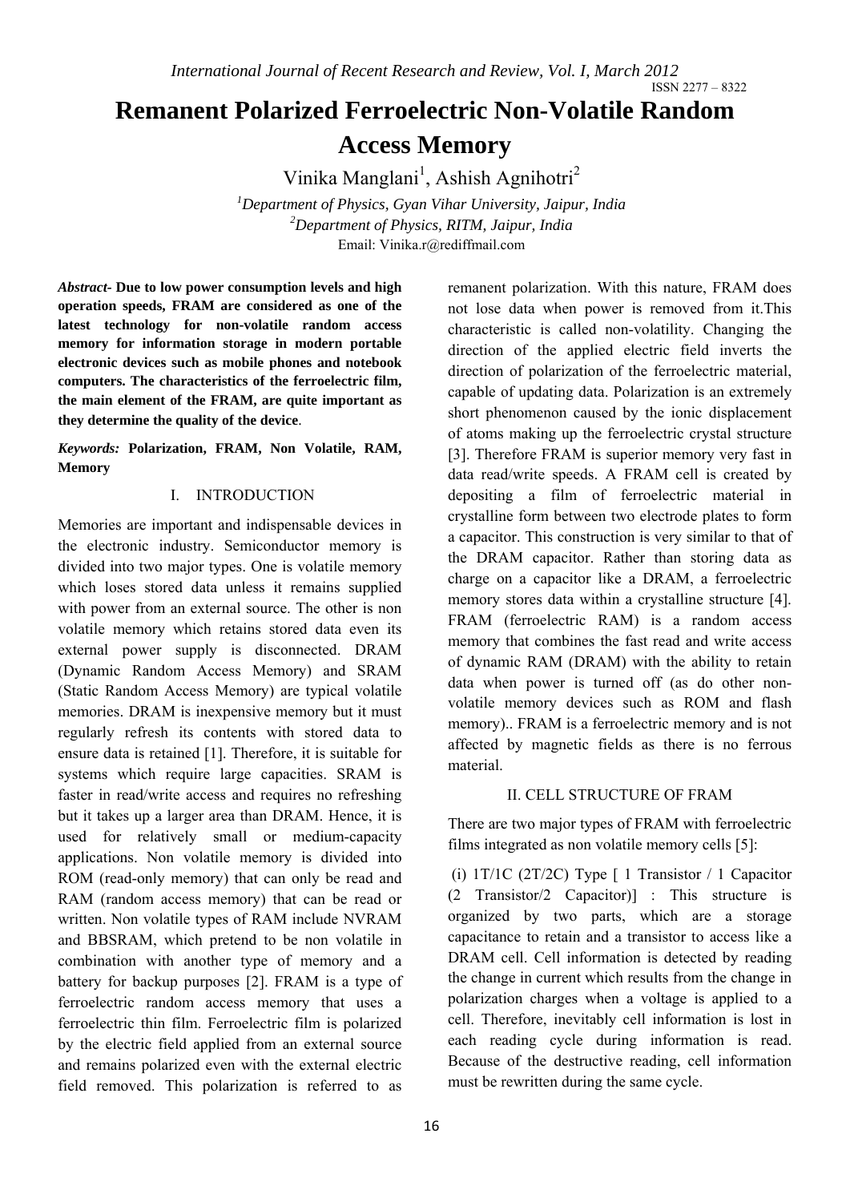# Remanent Polarized Ferroelectric Non-Volatile Random Access Memory

Vinika Manglani[1], Ashish Agnihotri[2]

[1]*Department of Physics, Gyan Vihar University, Jaipur, India*
[2]*Department of Physics, RITM, Jaipur, India*
Email: Vinika.r@rediffmail.com

***Abstract-*** **Due to low power consumption levels and high operation speeds, FRAM are considered as one of the latest technology for non-volatile random access memory for information storage in modern portable electronic devices such as mobile phones and notebook computers. The characteristics of the ferroelectric film, the main element of the FRAM, are quite important as they determine the quality of the device**.

***Keywords:*** **Polarization, FRAM, Non Volatile, RAM, Memory**

## I. INTRODUCTION

Memories are important and indispensable devices in the electronic industry. Semiconductor memory is divided into two major types. One is volatile memory which loses stored data unless it remains supplied with power from an external source. The other is non volatile memory which retains stored data even its external power supply is disconnected. DRAM (Dynamic Random Access Memory) and SRAM (Static Random Access Memory) are typical volatile memories. DRAM is inexpensive memory but it must regularly refresh its contents with stored data to ensure data is retained [1]. Therefore, it is suitable for systems which require large capacities. SRAM is faster in read/write access and requires no refreshing but it takes up a larger area than DRAM. Hence, it is used for relatively small or medium-capacity applications. Non volatile memory is divided into ROM (read-only memory) that can only be read and RAM (random access memory) that can be read or written. Non volatile types of RAM include NVRAM and BBSRAM, which pretend to be non volatile in combination with another type of memory and a battery for backup purposes [2]. FRAM is a type of ferroelectric random access memory that uses a ferroelectric thin film. Ferroelectric film is polarized by the electric field applied from an external source and remains polarized even with the external electric field removed. This polarization is referred to as remanent polarization. With this nature, FRAM does not lose data when power is removed from it.This characteristic is called non-volatility. Changing the direction of the applied electric field inverts the direction of polarization of the ferroelectric material, capable of updating data. Polarization is an extremely short phenomenon caused by the ionic displacement of atoms making up the ferroelectric crystal structure [3]. Therefore FRAM is superior memory very fast in data read/write speeds. A FRAM cell is created by depositing a film of ferroelectric material in crystalline form between two electrode plates to form a capacitor. This construction is very similar to that of the DRAM capacitor. Rather than storing data as charge on a capacitor like a DRAM, a ferroelectric memory stores data within a crystalline structure [4]. FRAM (ferroelectric RAM) is a random access memory that combines the fast read and write access of dynamic RAM (DRAM) with the ability to retain data when power is turned off (as do other non-volatile memory devices such as ROM and flash memory).. FRAM is a ferroelectric memory and is not affected by magnetic fields as there is no ferrous material.

## II. CELL STRUCTURE OF FRAM

There are two major types of FRAM with ferroelectric films integrated as non volatile memory cells [5]:

(i) 1T/1C (2T/2C) Type [ 1 Transistor / 1 Capacitor (2 Transistor/2 Capacitor)] : This structure is organized by two parts, which are a storage capacitance to retain and a transistor to access like a DRAM cell. Cell information is detected by reading the change in current which results from the change in polarization charges when a voltage is applied to a cell. Therefore, inevitably cell information is lost in each reading cycle during information is read. Because of the destructive reading, cell information must be rewritten during the same cycle.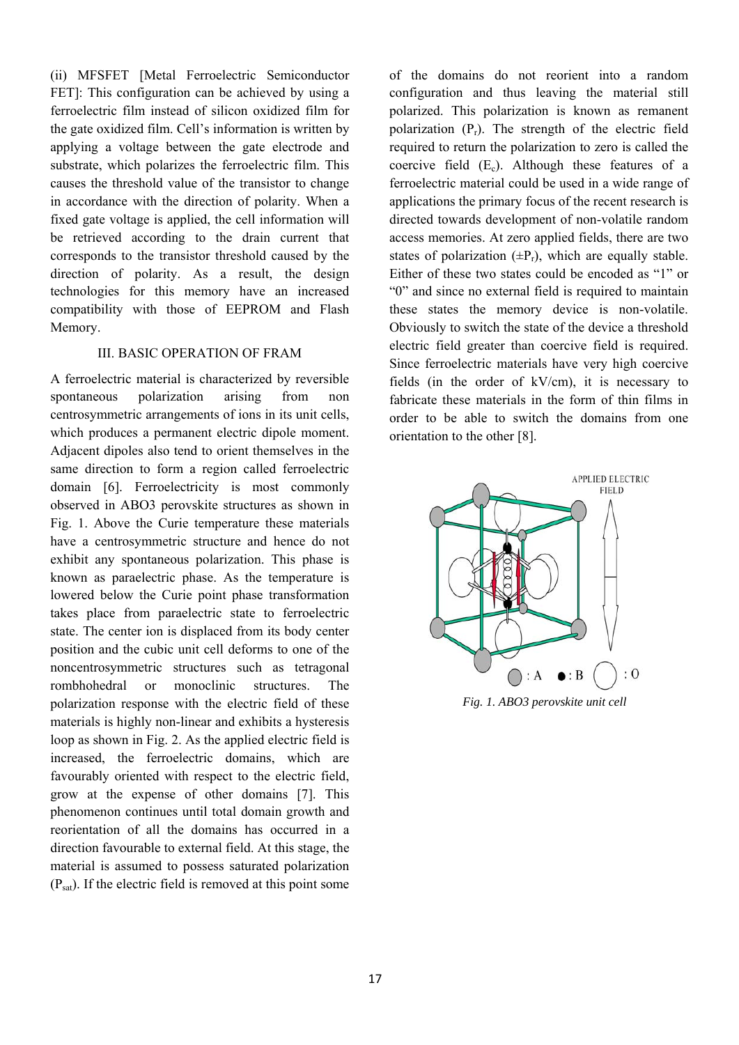(ii) MFSFET [Metal Ferroelectric Semiconductor FET]: This configuration can be achieved by using a ferroelectric film instead of silicon oxidized film for the gate oxidized film. Cell's information is written by applying a voltage between the gate electrode and substrate, which polarizes the ferroelectric film. This causes the threshold value of the transistor to change in accordance with the direction of polarity. When a fixed gate voltage is applied, the cell information will be retrieved according to the drain current that corresponds to the transistor threshold caused by the direction of polarity. As a result, the design technologies for this memory have an increased compatibility with those of EEPROM and Flash Memory.

## III. BASIC OPERATION OF FRAM

A ferroelectric material is characterized by reversible spontaneous polarization arising from non centrosymmetric arrangements of ions in its unit cells, which produces a permanent electric dipole moment. Adjacent dipoles also tend to orient themselves in the same direction to form a region called ferroelectric domain [6]. Ferroelectricity is most commonly observed in ABO3 perovskite structures as shown in Fig. 1. Above the Curie temperature these materials have a centrosymmetric structure and hence do not exhibit any spontaneous polarization. This phase is known as paraelectric phase. As the temperature is lowered below the Curie point phase transformation takes place from paraelectric state to ferroelectric state. The center ion is displaced from its body center position and the cubic unit cell deforms to one of the noncentrosymmetric structures such as tetragonal rombhohedral or monoclinic structures. The polarization response with the electric field of these materials is highly non-linear and exhibits a hysteresis loop as shown in Fig. 2. As the applied electric field is increased, the ferroelectric domains, which are favourably oriented with respect to the electric field, grow at the expense of other domains [7]. This phenomenon continues until total domain growth and reorientation of all the domains has occurred in a direction favourable to external field. At this stage, the material is assumed to possess saturated polarization ($P_{sat}$). If the electric field is removed at this point some of the domains do not reorient into a random configuration and thus leaving the material still polarized. This polarization is known as remanent polarization ($P_r$). The strength of the electric field required to return the polarization to zero is called the coercive field ($E_c$). Although these features of a ferroelectric material could be used in a wide range of applications the primary focus of the recent research is directed towards development of non-volatile random access memories. At zero applied fields, there are two states of polarization ($\pm P_r$), which are equally stable. Either of these two states could be encoded as "1" or "0" and since no external field is required to maintain these states the memory device is non-volatile. Obviously to switch the state of the device a threshold electric field greater than coercive field is required. Since ferroelectric materials have very high coercive fields (in the order of kV/cm), it is necessary to fabricate these materials in the form of thin films in order to be able to switch the domains from one orientation to the other [8].

APPLIED ELECTRIC FIELD

: A : B : O

*Fig. 1. ABO3 perovskite unit cell*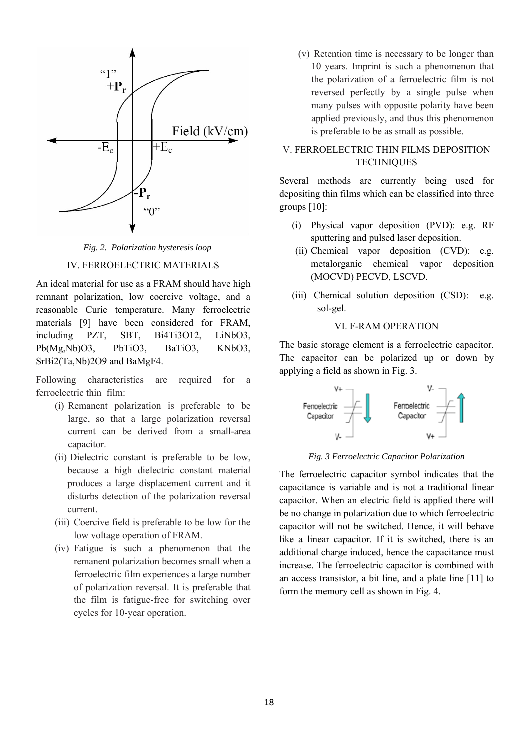*Fig. 2. Polarization hysteresis loop*

## IV. FERROELECTRIC MATERIALS

An ideal material for use as a FRAM should have high remnant polarization, low coercive voltage, and a reasonable Curie temperature. Many ferroelectric materials [9] have been considered for FRAM, including PZT, SBT, $Bi_4Ti_3O_{12}$, $LiNbO_3$, $Pb(Mg,Nb)O_3$, $PbTiO_3$, $BaTiO_3$, $KNbO_3$, $SrBi_2(Ta,Nb)_2O_9$ and $BaMgF_4$.

Following characteristics are required for a ferroelectric thin film:

(i) Remanent polarization is preferable to be large, so that a large polarization reversal current can be derived from a small-area capacitor.

(ii) Dielectric constant is preferable to be low, because a high dielectric constant material produces a large displacement current and it disturbs detection of the polarization reversal current.

(iii) Coercive field is preferable to be low for the low voltage operation of FRAM.

(iv) Fatigue is such a phenomenon that the remanent polarization becomes small when a ferroelectric film experiences a large number of polarization reversal. It is preferable that the film is fatigue-free for switching over cycles for 10-year operation.

(v) Retention time is necessary to be longer than 10 years. Imprint is such a phenomenon that the polarization of a ferroelectric film is not reversed perfectly by a single pulse when many pulses with opposite polarity have been applied previously, and thus this phenomenon is preferable to be as small as possible.

## V. FERROELECTRIC THIN FILMS DEPOSITION TECHNIQUES

Several methods are currently being used for depositing thin films which can be classified into three groups [10]:

(i) Physical vapor deposition (PVD): e.g. RF sputtering and pulsed laser deposition.

(ii) Chemical vapor deposition (CVD): e.g. metalorganic chemical vapor deposition (MOCVD) PECVD, LSCVD.

(iii) Chemical solution deposition (CSD): e.g. sol-gel.

## VI. F-RAM OPERATION

The basic storage element is a ferroelectric capacitor. The capacitor can be polarized up or down by applying a field as shown in Fig. 3.

*Fig. 3 Ferroelectric Capacitor Polarization*

The ferroelectric capacitor symbol indicates that the capacitance is variable and is not a traditional linear capacitor. When an electric field is applied there will be no change in polarization due to which ferroelectric capacitor will not be switched. Hence, it will behave like a linear capacitor. If it is switched, there is an additional charge induced, hence the capacitance must increase. The ferroelectric capacitor is combined with an access transistor, a bit line, and a plate line [11] to form the memory cell as shown in Fig. 4.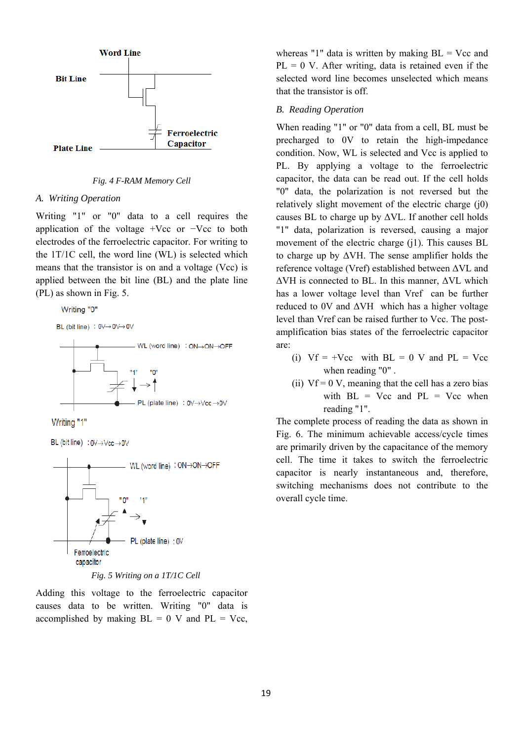Fig. 4 F-RAM Memory Cell

### A. Writing Operation

Writing "1" or "0" data to a cell requires the application of the voltage +Vcc or −Vcc to both electrodes of the ferroelectric capacitor. For writing to the 1T/1C cell, the word line (WL) is selected which means that the transistor is on and a voltage (Vcc) is applied between the bit line (BL) and the plate line (PL) as shown in Fig. 5.

Fig. 5 Writing on a 1T/1C Cell

Adding this voltage to the ferroelectric capacitor causes data to be written. Writing "0" data is accomplished by making BL = 0 V and PL = Vcc, whereas "1" data is written by making BL = Vcc and PL = 0 V. After writing, data is retained even if the selected word line becomes unselected which means that the transistor is off.

### B. Reading Operation

When reading "1" or "0" data from a cell, BL must be precharged to 0V to retain the high-impedance condition. Now, WL is selected and Vcc is applied to PL. By applying a voltage to the ferroelectric capacitor, the data can be read out. If the cell holds "0" data, the polarization is not reversed but the relatively slight movement of the electric charge (j0) causes BL to charge up by ΔVL. If another cell holds "1" data, polarization is reversed, causing a major movement of the electric charge (j1). This causes BL to charge up by ΔVH. The sense amplifier holds the reference voltage (Vref) established between ΔVL and ΔVH is connected to BL. In this manner, ΔVL which has a lower voltage level than Vref can be further reduced to 0V and ΔVH which has a higher voltage level than Vref can be raised further to Vcc. The post-amplification bias states of the ferroelectric capacitor are:

(i) Vf = +Vcc with BL = 0 V and PL = Vcc when reading "0" .

(ii) Vf = 0 V, meaning that the cell has a zero bias with BL = Vcc and PL = Vcc when reading "1".

The complete process of reading the data as shown in Fig. 6. The minimum achievable access/cycle times are primarily driven by the capacitance of the memory cell. The time it takes to switch the ferroelectric capacitor is nearly instantaneous and, therefore, switching mechanisms does not contribute to the overall cycle time.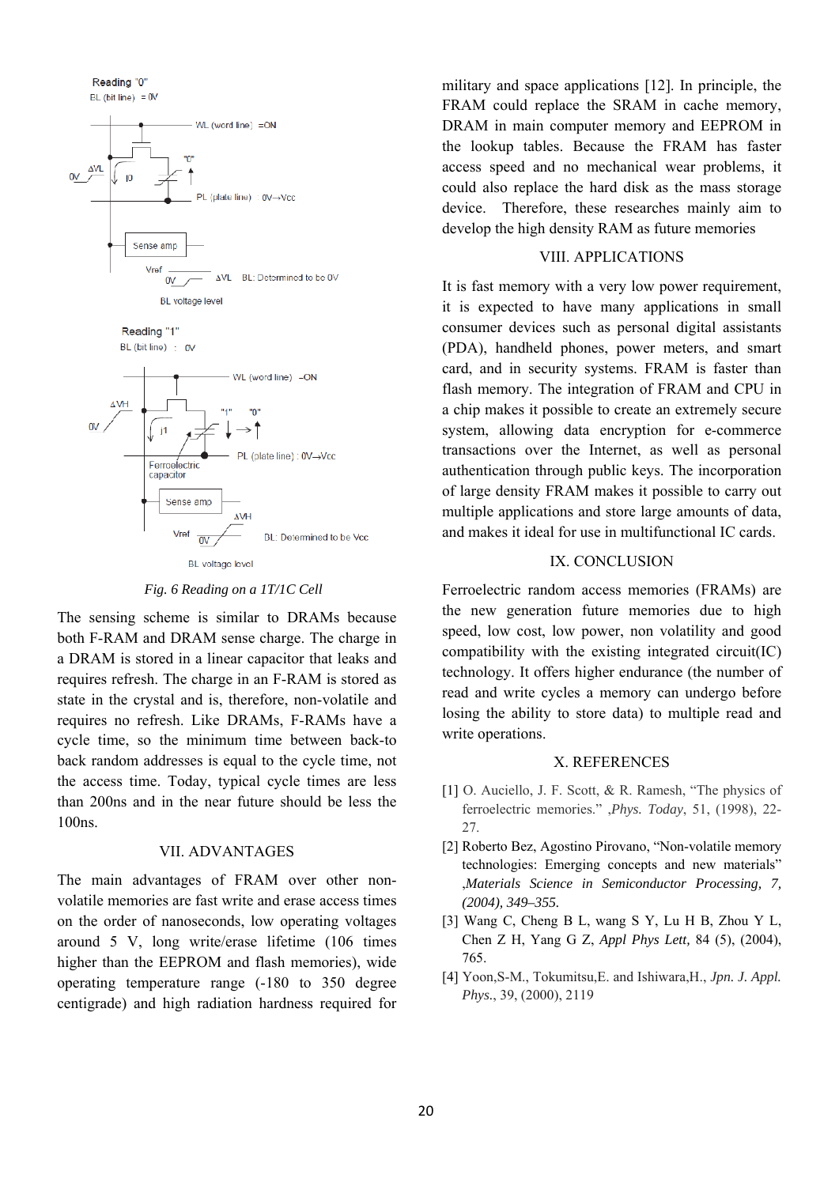Fig. 6 Reading on a 1T/1C Cell

The sensing scheme is similar to DRAMs because both F-RAM and DRAM sense charge. The charge in a DRAM is stored in a linear capacitor that leaks and requires refresh. The charge in an F-RAM is stored as state in the crystal and is, therefore, non-volatile and requires no refresh. Like DRAMs, F-RAMs have a cycle time, so the minimum time between back-to back random addresses is equal to the cycle time, not the access time. Today, typical cycle times are less than 200ns and in the near future should be less the 100ns.

## VII. ADVANTAGES

The main advantages of FRAM over other non-volatile memories are fast write and erase access times on the order of nanoseconds, low operating voltages around 5 V, long write/erase lifetime (106 times higher than the EEPROM and flash memories), wide operating temperature range (-180 to 350 degree centigrade) and high radiation hardness required for military and space applications [12]. In principle, the FRAM could replace the SRAM in cache memory, DRAM in main computer memory and EEPROM in the lookup tables. Because the FRAM has faster access speed and no mechanical wear problems, it could also replace the hard disk as the mass storage device. Therefore, these researches mainly aim to develop the high density RAM as future memories

## VIII. APPLICATIONS

It is fast memory with a very low power requirement, it is expected to have many applications in small consumer devices such as personal digital assistants (PDA), handheld phones, power meters, and smart card, and in security systems. FRAM is faster than flash memory. The integration of FRAM and CPU in a chip makes it possible to create an extremely secure system, allowing data encryption for e-commerce transactions over the Internet, as well as personal authentication through public keys. The incorporation of large density FRAM makes it possible to carry out multiple applications and store large amounts of data, and makes it ideal for use in multifunctional IC cards.

## IX. CONCLUSION

Ferroelectric random access memories (FRAMs) are the new generation future memories due to high speed, low cost, low power, non volatility and good compatibility with the existing integrated circuit(IC) technology. It offers higher endurance (the number of read and write cycles a memory can undergo before losing the ability to store data) to multiple read and write operations.

## X. REFERENCES

[1] O. Auciello, J. F. Scott, & R. Ramesh, "The physics of ferroelectric memories." ,*Phys. Today*, 51, (1998), 22-27.

[2] Roberto Bez, Agostino Pirovano, "Non-volatile memory technologies: Emerging concepts and new materials" ,*Materials Science in Semiconductor Processing, 7, (2004), 349–355.*

[3] Wang C, Cheng B L, wang S Y, Lu H B, Zhou Y L, Chen Z H, Yang G Z, *Appl Phys Lett,* 84 (5), (2004), 765.

[4] Yoon,S-M., Tokumitsu,E. and Ishiwara,H., *Jpn. J. Appl. Phys*., 39, (2000), 2119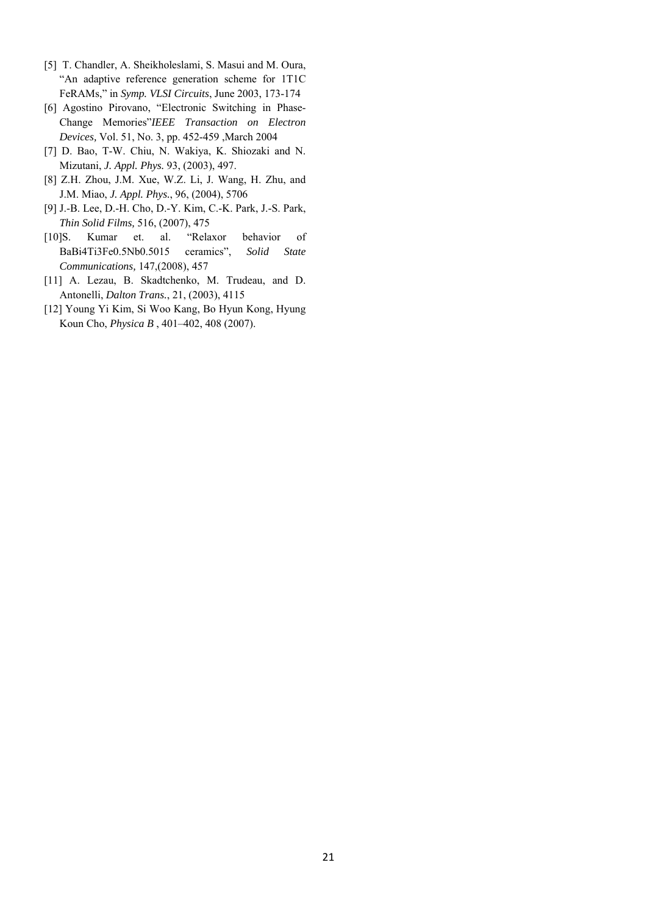[5] T. Chandler, A. Sheikholeslami, S. Masui and M. Oura, "An adaptive reference generation scheme for 1T1C FeRAMs," in *Symp. VLSI Circuits*, June 2003, 173-174

[6] Agostino Pirovano, "Electronic Switching in Phase-Change Memories"*IEEE Transaction on Electron Devices,* Vol. 51, No. 3, pp. 452-459 ,March 2004

[7] D. Bao, T-W. Chiu, N. Wakiya, K. Shiozaki and N. Mizutani, *J. Appl. Phys.* 93, (2003), 497.

[8] Z.H. Zhou, J.M. Xue, W.Z. Li, J. Wang, H. Zhu, and J.M. Miao, *J. Appl. Phys.*, 96, (2004), 5706

[9] J.-B. Lee, D.-H. Cho, D.-Y. Kim, C.-K. Park, J.-S. Park, *Thin Solid Films,* 516, (2007), 475

[10]S. Kumar et. al. "Relaxor behavior of BaBi4Ti3Fe0.5Nb0.5015 ceramics", *Solid State Communications,* 147,(2008), 457

[11] A. Lezau, B. Skadtchenko, M. Trudeau, and D. Antonelli, *Dalton Trans.*, 21, (2003), 4115

[12] Young Yi Kim, Si Woo Kang, Bo Hyun Kong, Hyung Koun Cho, *Physica B* , 401–402, 408 (2007).